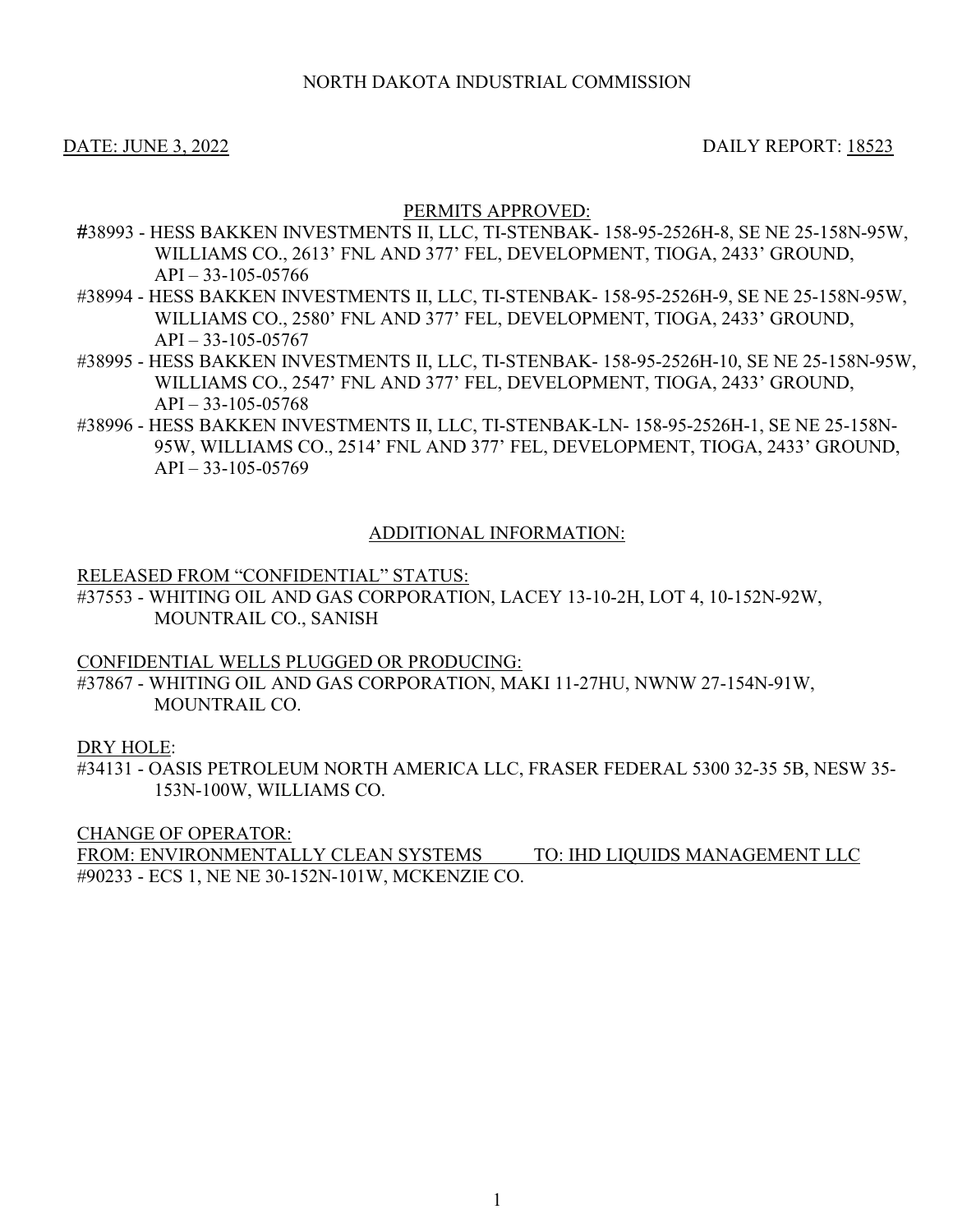NORTH DAKOTA INDUSTRIAL COMMISSION

DATE: JUNE 3, 2022 DAILY REPORT: 18523

PERMITS APPROVED:

#38993 - HESS BAKKEN INVESTMENTS II, LLC, TI-STENBAK- 158-95-2526H-8, SE NE 25-158N-95W, WILLIAMS CO., 2613' FNL AND 377' FEL, DEVELOPMENT, TIOGA, 2433' GROUND, API – 33-105-05766

#38994 - HESS BAKKEN INVESTMENTS II, LLC, TI-STENBAK- 158-95-2526H-9, SE NE 25-158N-95W, WILLIAMS CO., 2580' FNL AND 377' FEL, DEVELOPMENT, TIOGA, 2433' GROUND, API – 33-105-05767

#38995 - HESS BAKKEN INVESTMENTS II, LLC, TI-STENBAK- 158-95-2526H-10, SE NE 25-158N-95W, WILLIAMS CO., 2547' FNL AND 377' FEL, DEVELOPMENT, TIOGA, 2433' GROUND, API – 33-105-05768

#38996 - HESS BAKKEN INVESTMENTS II, LLC, TI-STENBAK-LN- 158-95-2526H-1, SE NE 25-158N-95W, WILLIAMS CO., 2514' FNL AND 377' FEL, DEVELOPMENT, TIOGA, 2433' GROUND, API – 33-105-05769

ADDITIONAL INFORMATION:

RELEASED FROM "CONFIDENTIAL" STATUS:

#37553 - WHITING OIL AND GAS CORPORATION, LACEY 13-10-2H, LOT 4, 10-152N-92W, MOUNTRAIL CO., SANISH

CONFIDENTIAL WELLS PLUGGED OR PRODUCING:

#37867 - WHITING OIL AND GAS CORPORATION, MAKI 11-27HU, NWNW 27-154N-91W, MOUNTRAIL CO.

DRY HOLE:

#34131 - OASIS PETROLEUM NORTH AMERICA LLC, FRASER FEDERAL 5300 32-35 5B, NESW 35-153N-100W, WILLIAMS CO.

CHANGE OF OPERATOR:

FROM: ENVIRONMENTALLY CLEAN SYSTEMS TO: IHD LIQUIDS MANAGEMENT LLC

#90233 - ECS 1, NE NE 30-152N-101W, MCKENZIE CO.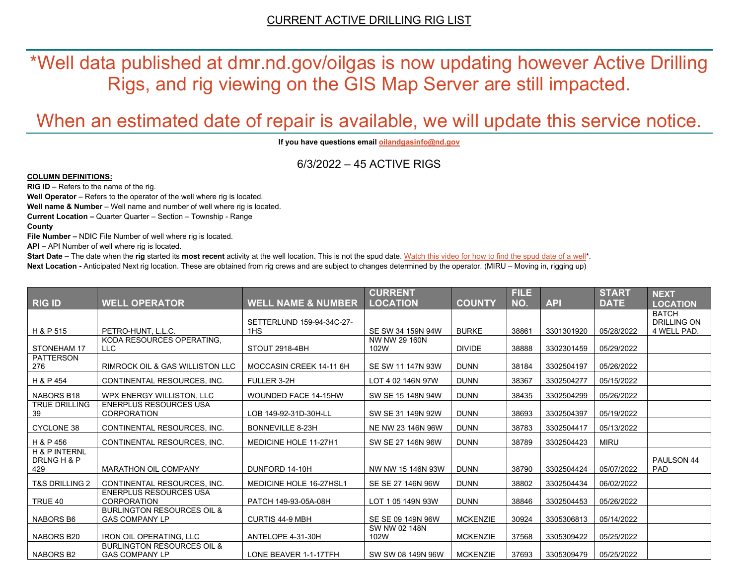CURRENT ACTIVE DRILLING RIG LIST

*Well data published at dmr.nd.gov/oilgas is now updating however Active Drilling Rigs, and rig viewing on the GIS Map Server are still impacted.

When an estimated date of repair is available, we will update this service notice.

**If you have questions email oilandgasinfo@nd.gov**

6/3/2022 – 45 ACTIVE RIGS

**COLUMN DEFINITIONS:**

**RIG ID** – Refers to the name of the rig.

**Well Operator** – Refers to the operator of the well where rig is located.

**Well name & Number** – Well name and number of well where rig is located.

**Current Location –** Quarter Quarter – Section – Township - Range

**County**

**File Number –** NDIC File Number of well where rig is located.

**API –** API Number of well where rig is located.

**Start Date –** The date when the **rig** started its **most recent** activity at the well location. This is not the spud date. Watch this video for how to find the spud date of a well*.

**Next Location -** Anticipated Next rig location. These are obtained from rig crews and are subject to changes determined by the operator. (MIRU – Moving in, rigging up)

| RIG ID | WELL OPERATOR | WELL NAME & NUMBER | CURRENT LOCATION | COUNTY | FILE NO. | API | START DATE | NEXT LOCATION |
|---|---|---|---|---|---|---|---|---|
| H & P 515 | PETRO-HUNT, L.L.C. | SETTERLUND 159-94-34C-27-1HS | SE SW 34 159N 94W | BURKE | 38861 | 3301301920 | 05/28/2022 | BATCH DRILLING ON 4 WELL PAD. |
| STONEHAM 17 | KODA RESOURCES OPERATING, LLC | STOUT 2918-4BH | NW NW 29 160N 102W | DIVIDE | 38888 | 3302301459 | 05/29/2022 | |
| PATTERSON 276 | RIMROCK OIL & GAS WILLISTON LLC | MOCCASIN CREEK 14-11 6H | SE SW 11 147N 93W | DUNN | 38184 | 3302504197 | 05/26/2022 | |
| H & P 454 | CONTINENTAL RESOURCES, INC. | FULLER 3-2H | LOT 4 02 146N 97W | DUNN | 38367 | 3302504277 | 05/15/2022 | |
| NABORS B18 | WPX ENERGY WILLISTON, LLC | WOUNDED FACE 14-15HW | SW SE 15 148N 94W | DUNN | 38435 | 3302504299 | 05/26/2022 | |
| TRUE DRILLING 39 | ENERPLUS RESOURCES USA CORPORATION | LOB 149-92-31D-30H-LL | SW SE 31 149N 92W | DUNN | 38693 | 3302504397 | 05/19/2022 | |
| CYCLONE 38 | CONTINENTAL RESOURCES, INC. | BONNEVILLE 8-23H | NE NW 23 146N 96W | DUNN | 38783 | 3302504417 | 05/13/2022 | |
| H & P 456 | CONTINENTAL RESOURCES, INC. | MEDICINE HOLE 11-27H1 | SW SE 27 146N 96W | DUNN | 38789 | 3302504423 | MIRU | |
| H & P INTERNL DRLNG H & P 429 | MARATHON OIL COMPANY | DUNFORD 14-10H | NW NW 15 146N 93W | DUNN | 38790 | 3302504424 | 05/07/2022 | PAULSON 44 PAD |
| T&S DRILLING 2 | CONTINENTAL RESOURCES, INC. | MEDICINE HOLE 16-27HSL1 | SE SE 27 146N 96W | DUNN | 38802 | 3302504434 | 06/02/2022 | |
| TRUE 40 | ENERPLUS RESOURCES USA CORPORATION | PATCH 149-93-05A-08H | LOT 1 05 149N 93W | DUNN | 38846 | 3302504453 | 05/26/2022 | |
| NABORS B6 | BURLINGTON RESOURCES OIL & GAS COMPANY LP | CURTIS 44-9 MBH | SE SE 09 149N 96W | MCKENZIE | 30924 | 3305306813 | 05/14/2022 | |
| NABORS B20 | IRON OIL OPERATING, LLC | ANTELOPE 4-31-30H | SW NW 02 148N 102W | MCKENZIE | 37568 | 3305309422 | 05/25/2022 | |
| NABORS B2 | BURLINGTON RESOURCES OIL & GAS COMPANY LP | LONE BEAVER 1-1-17TFH | SW SW 08 149N 96W | MCKENZIE | 37693 | 3305309479 | 05/25/2022 | |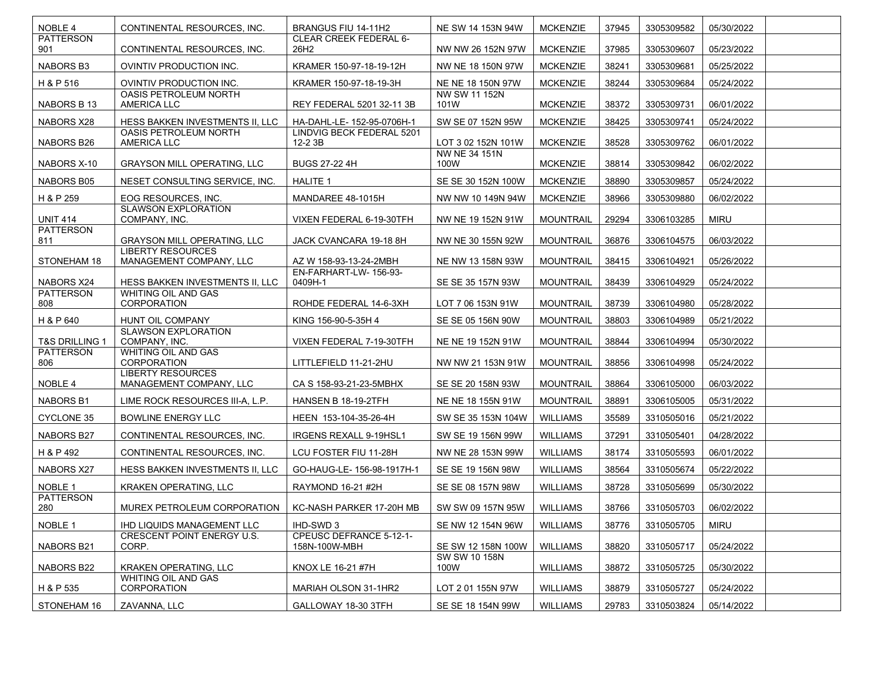| | | | | | | | | |
|---|---|---|---|---|---|---|---|---|
| NOBLE 4 | CONTINENTAL RESOURCES, INC. | BRANGUS FIU 14-11H2 | NE SW 14 153N 94W | MCKENZIE | 37945 | 3305309582 | 05/30/2022 | |
| PATTERSON 901 | CONTINENTAL RESOURCES, INC. | CLEAR CREEK FEDERAL 6-26H2 | NW NW 26 152N 97W | MCKENZIE | 37985 | 3305309607 | 05/23/2022 | |
| NABORS B3 | OVINTIV PRODUCTION INC. | KRAMER 150-97-18-19-12H | NW NE 18 150N 97W | MCKENZIE | 38241 | 3305309681 | 05/25/2022 | |
| H & P 516 | OVINTIV PRODUCTION INC. | KRAMER 150-97-18-19-3H | NE NE 18 150N 97W | MCKENZIE | 38244 | 3305309684 | 05/24/2022 | |
| NABORS B 13 | OASIS PETROLEUM NORTH AMERICA LLC | REY FEDERAL 5201 32-11 3B | NW SW 11 152N 101W | MCKENZIE | 38372 | 3305309731 | 06/01/2022 | |
| NABORS X28 | HESS BAKKEN INVESTMENTS II, LLC | HA-DAHL-LE- 152-95-0706H-1 | SW SE 07 152N 95W | MCKENZIE | 38425 | 3305309741 | 05/24/2022 | |
| NABORS B26 | OASIS PETROLEUM NORTH AMERICA LLC | LINDVIG BECK FEDERAL 5201 12-2 3B | LOT 3 02 152N 101W | MCKENZIE | 38528 | 3305309762 | 06/01/2022 | |
| NABORS X-10 | GRAYSON MILL OPERATING, LLC | BUGS 27-22 4H | NW NE 34 151N 100W | MCKENZIE | 38814 | 3305309842 | 06/02/2022 | |
| NABORS B05 | NESET CONSULTING SERVICE, INC. | HALITE 1 | SE SE 30 152N 100W | MCKENZIE | 38890 | 3305309857 | 05/24/2022 | |
| H & P 259 | EOG RESOURCES, INC. | MANDAREE 48-1015H | NW NW 10 149N 94W | MCKENZIE | 38966 | 3305309880 | 06/02/2022 | |
| UNIT 414 | SLAWSON EXPLORATION COMPANY, INC. | VIXEN FEDERAL 6-19-30TFH | NW NE 19 152N 91W | MOUNTRAIL | 29294 | 3306103285 | MIRU | |
| PATTERSON 811 | GRAYSON MILL OPERATING, LLC | JACK CVANCARA 19-18 8H | NW NE 30 155N 92W | MOUNTRAIL | 36876 | 3306104575 | 06/03/2022 | |
| STONEHAM 18 | LIBERTY RESOURCES MANAGEMENT COMPANY, LLC | AZ W 158-93-13-24-2MBH | NE NW 13 158N 93W | MOUNTRAIL | 38415 | 3306104921 | 05/26/2022 | |
| NABORS X24 | HESS BAKKEN INVESTMENTS II, LLC | EN-FARHART-LW- 156-93-0409H-1 | SE SE 35 157N 93W | MOUNTRAIL | 38439 | 3306104929 | 05/24/2022 | |
| PATTERSON 808 | WHITING OIL AND GAS CORPORATION | ROHDE FEDERAL 14-6-3XH | LOT 7 06 153N 91W | MOUNTRAIL | 38739 | 3306104980 | 05/28/2022 | |
| H & P 640 | HUNT OIL COMPANY | KING 156-90-5-35H 4 | SE SE 05 156N 90W | MOUNTRAIL | 38803 | 3306104989 | 05/21/2022 | |
| T&S DRILLING 1 | SLAWSON EXPLORATION COMPANY, INC. | VIXEN FEDERAL 7-19-30TFH | NE NE 19 152N 91W | MOUNTRAIL | 38844 | 3306104994 | 05/30/2022 | |
| PATTERSON 806 | WHITING OIL AND GAS CORPORATION | LITTLEFIELD 11-21-2HU | NW NW 21 153N 91W | MOUNTRAIL | 38856 | 3306104998 | 05/24/2022 | |
| NOBLE 4 | LIBERTY RESOURCES MANAGEMENT COMPANY, LLC | CA S 158-93-21-23-5MBHX | SE SE 20 158N 93W | MOUNTRAIL | 38864 | 3306105000 | 06/03/2022 | |
| NABORS B1 | LIME ROCK RESOURCES III-A, L.P. | HANSEN B 18-19-2TFH | NE NE 18 155N 91W | MOUNTRAIL | 38891 | 3306105005 | 05/31/2022 | |
| CYCLONE 35 | BOWLINE ENERGY LLC | HEEN 153-104-35-26-4H | SW SE 35 153N 104W | WILLIAMS | 35589 | 3310505016 | 05/21/2022 | |
| NABORS B27 | CONTINENTAL RESOURCES, INC. | IRGENS REXALL 9-19HSL1 | SW SE 19 156N 99W | WILLIAMS | 37291 | 3310505401 | 04/28/2022 | |
| H & P 492 | CONTINENTAL RESOURCES, INC. | LCU FOSTER FIU 11-28H | NW NE 28 153N 99W | WILLIAMS | 38174 | 3310505593 | 06/01/2022 | |
| NABORS X27 | HESS BAKKEN INVESTMENTS II, LLC | GO-HAUG-LE- 156-98-1917H-1 | SE SE 19 156N 98W | WILLIAMS | 38564 | 3310505674 | 05/22/2022 | |
| NOBLE 1 | KRAKEN OPERATING, LLC | RAYMOND 16-21 #2H | SE SE 08 157N 98W | WILLIAMS | 38728 | 3310505699 | 05/30/2022 | |
| PATTERSON 280 | MUREX PETROLEUM CORPORATION | KC-NASH PARKER 17-20H MB | SW SW 09 157N 95W | WILLIAMS | 38766 | 3310505703 | 06/02/2022 | |
| NOBLE 1 | IHD LIQUIDS MANAGEMENT LLC | IHD-SWD 3 | SE NW 12 154N 96W | WILLIAMS | 38776 | 3310505705 | MIRU | |
| NABORS B21 | CRESCENT POINT ENERGY U.S. CORP. | CPEUSC DEFRANCE 5-12-1-158N-100W-MBH | SE SW 12 158N 100W | WILLIAMS | 38820 | 3310505717 | 05/24/2022 | |
| NABORS B22 | KRAKEN OPERATING, LLC | KNOX LE 16-21 #7H | SW SW 10 158N 100W | WILLIAMS | 38872 | 3310505725 | 05/30/2022 | |
| H & P 535 | WHITING OIL AND GAS CORPORATION | MARIAH OLSON 31-1HR2 | LOT 2 01 155N 97W | WILLIAMS | 38879 | 3310505727 | 05/24/2022 | |
| STONEHAM 16 | ZAVANNA, LLC | GALLOWAY 18-30 3TFH | SE SE 18 154N 99W | WILLIAMS | 29783 | 3310503824 | 05/14/2022 | |